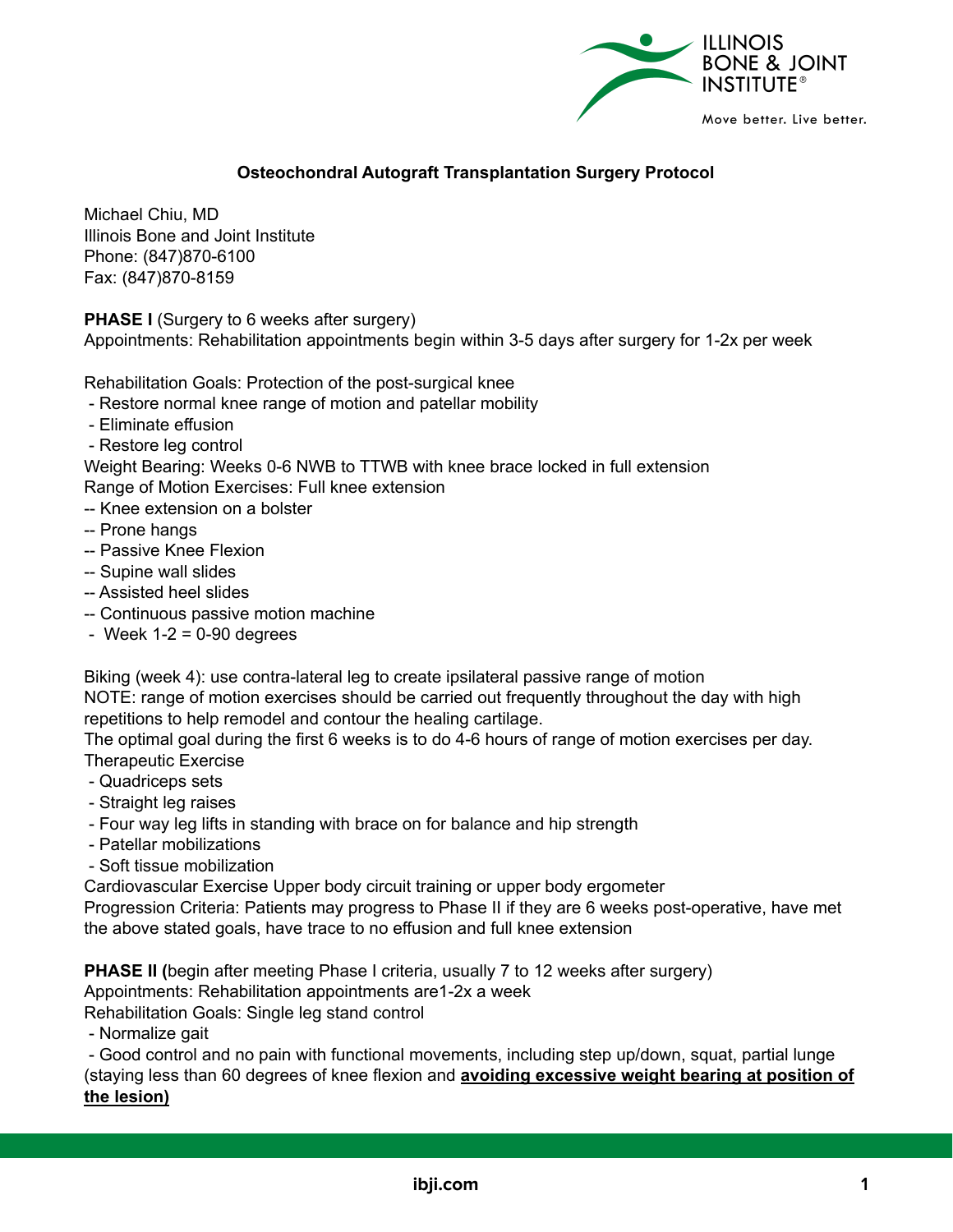# Osteochondral Autograft Transplantation Surgery Protocol

Michael Chiu, MD
Illinois Bone and Joint Institute
Phone: (847)870-6100
Fax: (847)870-8159

**PHASE I** (Surgery to 6 weeks after surgery)
Appointments: Rehabilitation appointments begin within 3-5 days after surgery for 1-2x per week

Rehabilitation Goals: Protection of the post-surgical knee
- Restore normal knee range of motion and patellar mobility
- Eliminate effusion
- Restore leg control

Weight Bearing: Weeks 0-6 NWB to TTWB with knee brace locked in full extension
Range of Motion Exercises: Full knee extension
- Knee extension on a bolster
- Prone hangs
- Passive Knee Flexion
- Supine wall slides
- Assisted heel slides
- Continuous passive motion machine
  - Week 1-2 = 0-90 degrees

Biking (week 4): use contra-lateral leg to create ipsilateral passive range of motion
NOTE: range of motion exercises should be carried out frequently throughout the day with high repetitions to help remodel and contour the healing cartilage.
The optimal goal during the first 6 weeks is to do 4-6 hours of range of motion exercises per day.
Therapeutic Exercise
- Quadriceps sets
- Straight leg raises
- Four way leg lifts in standing with brace on for balance and hip strength
- Patellar mobilizations
- Soft tissue mobilization

Cardiovascular Exercise Upper body circuit training or upper body ergometer
Progression Criteria: Patients may progress to Phase II if they are 6 weeks post-operative, have met the above stated goals, have trace to no effusion and full knee extension

**PHASE II (**begin after meeting Phase I criteria, usually 7 to 12 weeks after surgery)
Appointments: Rehabilitation appointments are1-2x a week
Rehabilitation Goals: Single leg stand control
- Normalize gait
- Good control and no pain with functional movements, including step up/down, squat, partial lunge (staying less than 60 degrees of knee flexion and **<u>avoiding excessive weight bearing at position of the lesion)</u>**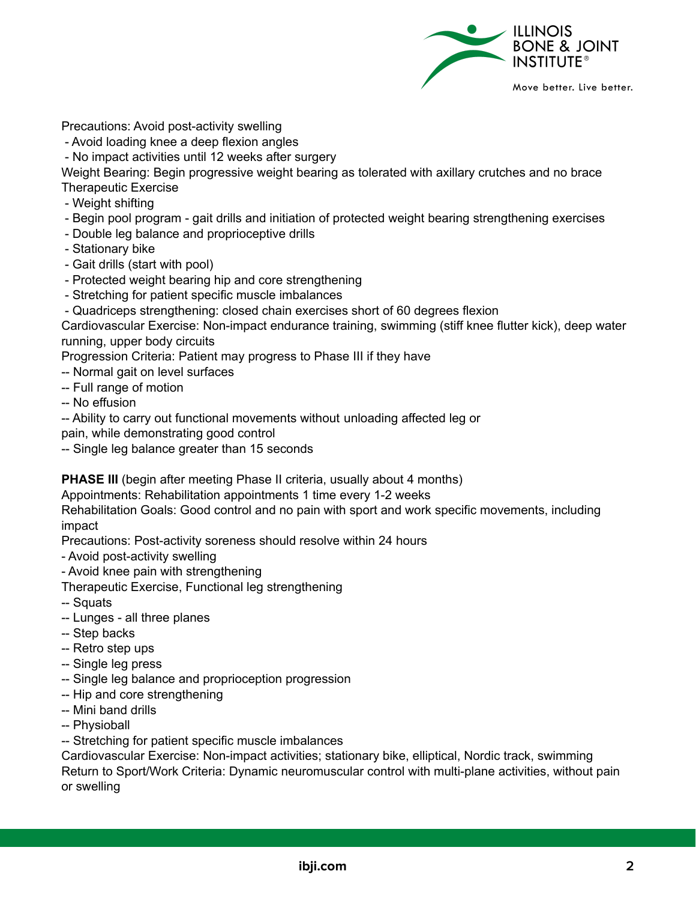Precautions: Avoid post-activity swelling

- Avoid loading knee a deep flexion angles
- No impact activities until 12 weeks after surgery

Weight Bearing: Begin progressive weight bearing as tolerated with axillary crutches and no brace

Therapeutic Exercise

- Weight shifting
- Begin pool program - gait drills and initiation of protected weight bearing strengthening exercises
- Double leg balance and proprioceptive drills
- Stationary bike
- Gait drills (start with pool)
- Protected weight bearing hip and core strengthening
- Stretching for patient specific muscle imbalances
- Quadriceps strengthening: closed chain exercises short of 60 degrees flexion

Cardiovascular Exercise: Non-impact endurance training, swimming (stiff knee flutter kick), deep water running, upper body circuits

Progression Criteria: Patient may progress to Phase III if they have

- -- Normal gait on level surfaces
- -- Full range of motion
- -- No effusion
- -- Ability to carry out functional movements without unloading affected leg or pain, while demonstrating good control
- -- Single leg balance greater than 15 seconds

**PHASE III** (begin after meeting Phase II criteria, usually about 4 months)

Appointments: Rehabilitation appointments 1 time every 1-2 weeks

Rehabilitation Goals: Good control and no pain with sport and work specific movements, including impact

Precautions: Post-activity soreness should resolve within 24 hours

- Avoid post-activity swelling
- Avoid knee pain with strengthening

Therapeutic Exercise, Functional leg strengthening

- -- Squats
- -- Lunges - all three planes
- -- Step backs
- -- Retro step ups
- -- Single leg press
- -- Single leg balance and proprioception progression
- -- Hip and core strengthening
- -- Mini band drills
- -- Physioball
- -- Stretching for patient specific muscle imbalances

Cardiovascular Exercise: Non-impact activities; stationary bike, elliptical, Nordic track, swimming

Return to Sport/Work Criteria: Dynamic neuromuscular control with multi-plane activities, without pain or swelling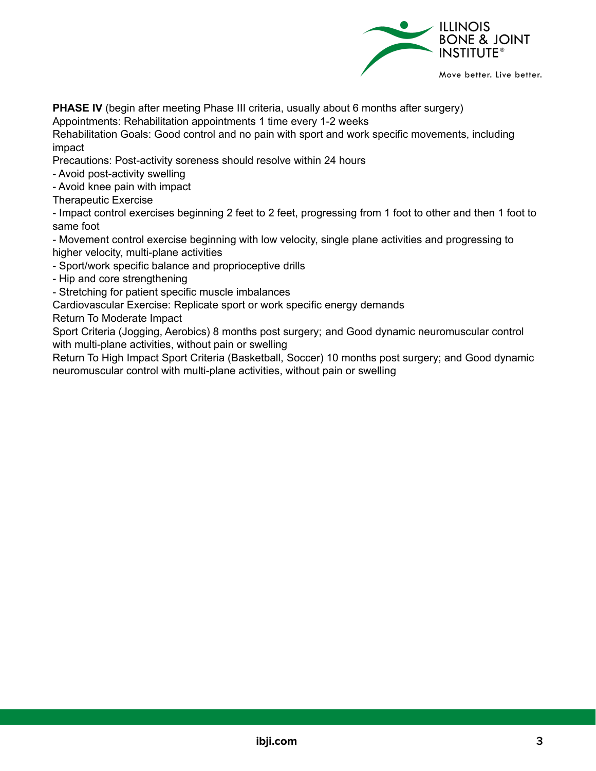**PHASE IV** (begin after meeting Phase III criteria, usually about 6 months after surgery)

Appointments: Rehabilitation appointments 1 time every 1-2 weeks

Rehabilitation Goals: Good control and no pain with sport and work specific movements, including impact

Precautions: Post-activity soreness should resolve within 24 hours

- Avoid post-activity swelling
- Avoid knee pain with impact

Therapeutic Exercise

- Impact control exercises beginning 2 feet to 2 feet, progressing from 1 foot to other and then 1 foot to same foot
- Movement control exercise beginning with low velocity, single plane activities and progressing to higher velocity, multi-plane activities
- Sport/work specific balance and proprioceptive drills
- Hip and core strengthening
- Stretching for patient specific muscle imbalances

Cardiovascular Exercise: Replicate sport or work specific energy demands

Return To Moderate Impact

Sport Criteria (Jogging, Aerobics) 8 months post surgery; and Good dynamic neuromuscular control with multi-plane activities, without pain or swelling

Return To High Impact Sport Criteria (Basketball, Soccer) 10 months post surgery; and Good dynamic neuromuscular control with multi-plane activities, without pain or swelling